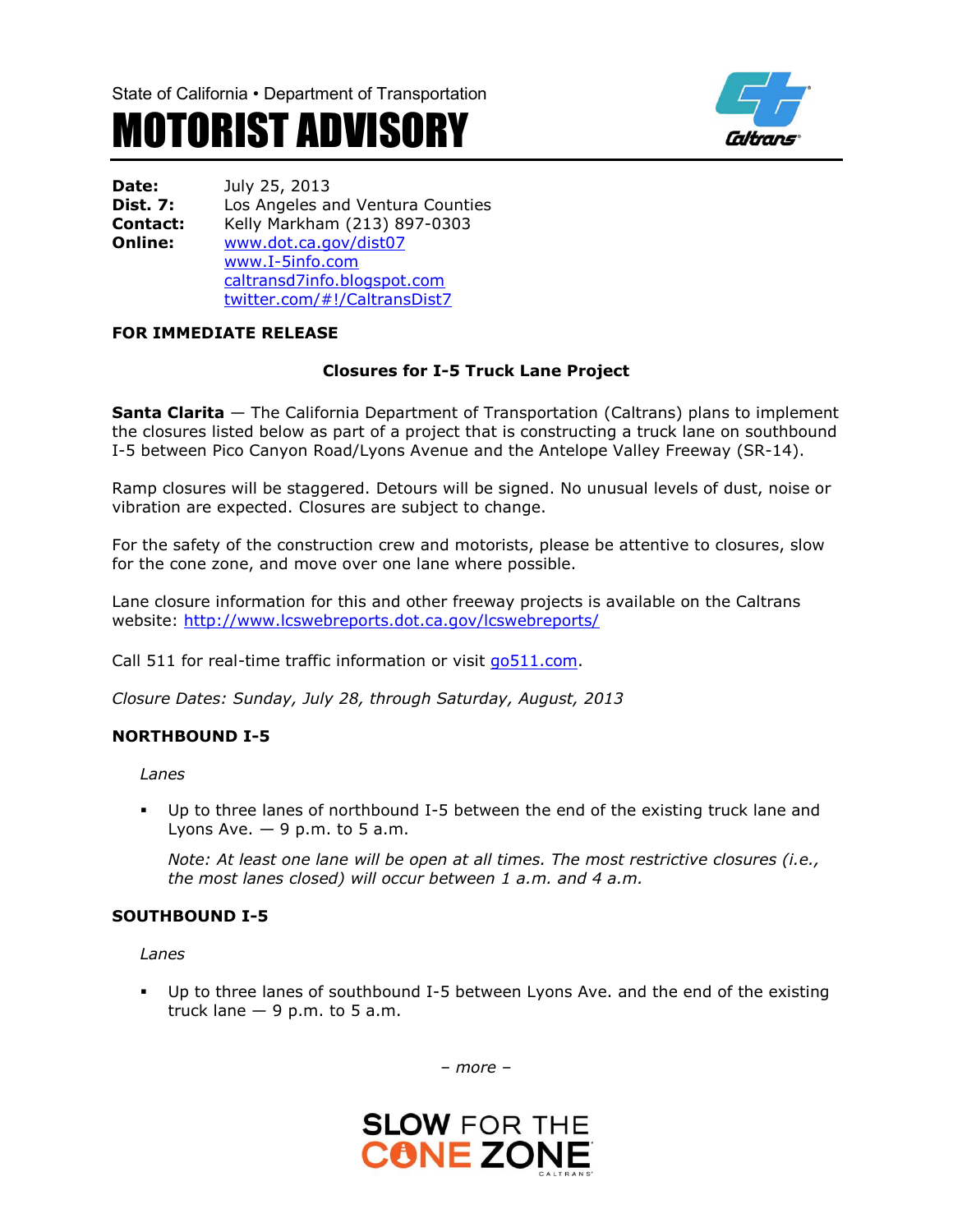State of California • Department of Transportation

# MOTORIST ADVISORY

**Date:** July 25, 2013
**Dist. 7:** Los Angeles and Ventura Counties
**Contact:** Kelly Markham (213) 897-0303
**Online:** www.dot.ca.gov/dist07
www.I-5info.com
caltransd7info.blogspot.com
twitter.com/#!/CaltransDist7

**FOR IMMEDIATE RELEASE**

**Closures for I-5 Truck Lane Project**

**Santa Clarita** — The California Department of Transportation (Caltrans) plans to implement the closures listed below as part of a project that is constructing a truck lane on southbound I-5 between Pico Canyon Road/Lyons Avenue and the Antelope Valley Freeway (SR-14).

Ramp closures will be staggered. Detours will be signed. No unusual levels of dust, noise or vibration are expected. Closures are subject to change.

For the safety of the construction crew and motorists, please be attentive to closures, slow for the cone zone, and move over one lane where possible.

Lane closure information for this and other freeway projects is available on the Caltrans website: http://www.lcswebreports.dot.ca.gov/lcswebreports/

Call 511 for real-time traffic information or visit go511.com.

*Closure Dates: Sunday, July 28, through Saturday, August, 2013*

**NORTHBOUND I-5**

*Lanes*

- Up to three lanes of northbound I-5 between the end of the existing truck lane and Lyons Ave. — 9 p.m. to 5 a.m.

  *Note: At least one lane will be open at all times. The most restrictive closures (i.e., the most lanes closed) will occur between 1 a.m. and 4 a.m.*

**SOUTHBOUND I-5**

*Lanes*

- Up to three lanes of southbound I-5 between Lyons Ave. and the end of the existing truck lane — 9 p.m. to 5 a.m.

*– more –*

SLOW FOR THE CONE ZONE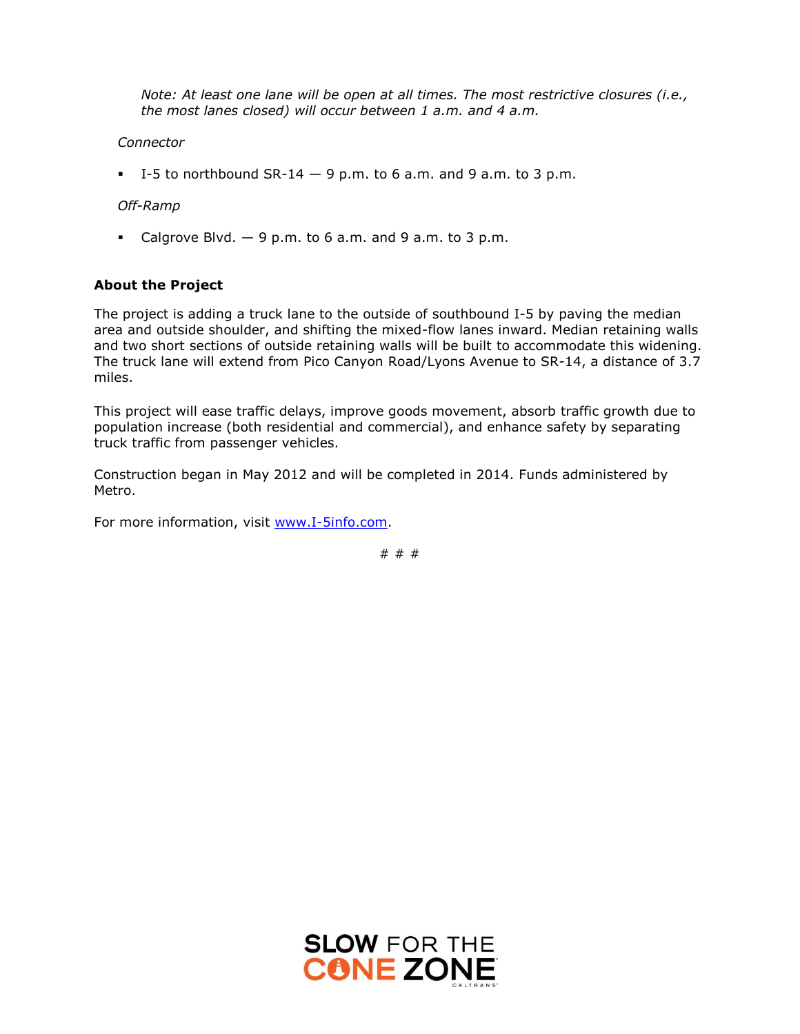*Note: At least one lane will be open at all times. The most restrictive closures (i.e., the most lanes closed) will occur between 1 a.m. and 4 a.m.*

*Connector*

- I-5 to northbound SR-14 — 9 p.m. to 6 a.m. and 9 a.m. to 3 p.m.

*Off-Ramp*

- Calgrove Blvd. — 9 p.m. to 6 a.m. and 9 a.m. to 3 p.m.

**About the Project**

The project is adding a truck lane to the outside of southbound I-5 by paving the median area and outside shoulder, and shifting the mixed-flow lanes inward. Median retaining walls and two short sections of outside retaining walls will be built to accommodate this widening. The truck lane will extend from Pico Canyon Road/Lyons Avenue to SR-14, a distance of 3.7 miles.

This project will ease traffic delays, improve goods movement, absorb traffic growth due to population increase (both residential and commercial), and enhance safety by separating truck traffic from passenger vehicles.

Construction began in May 2012 and will be completed in 2014. Funds administered by Metro.

For more information, visit [www.I-5info.com](http://www.I-5info.com).

# # #

SLOW FOR THE CONE ZONE
CALTRANS